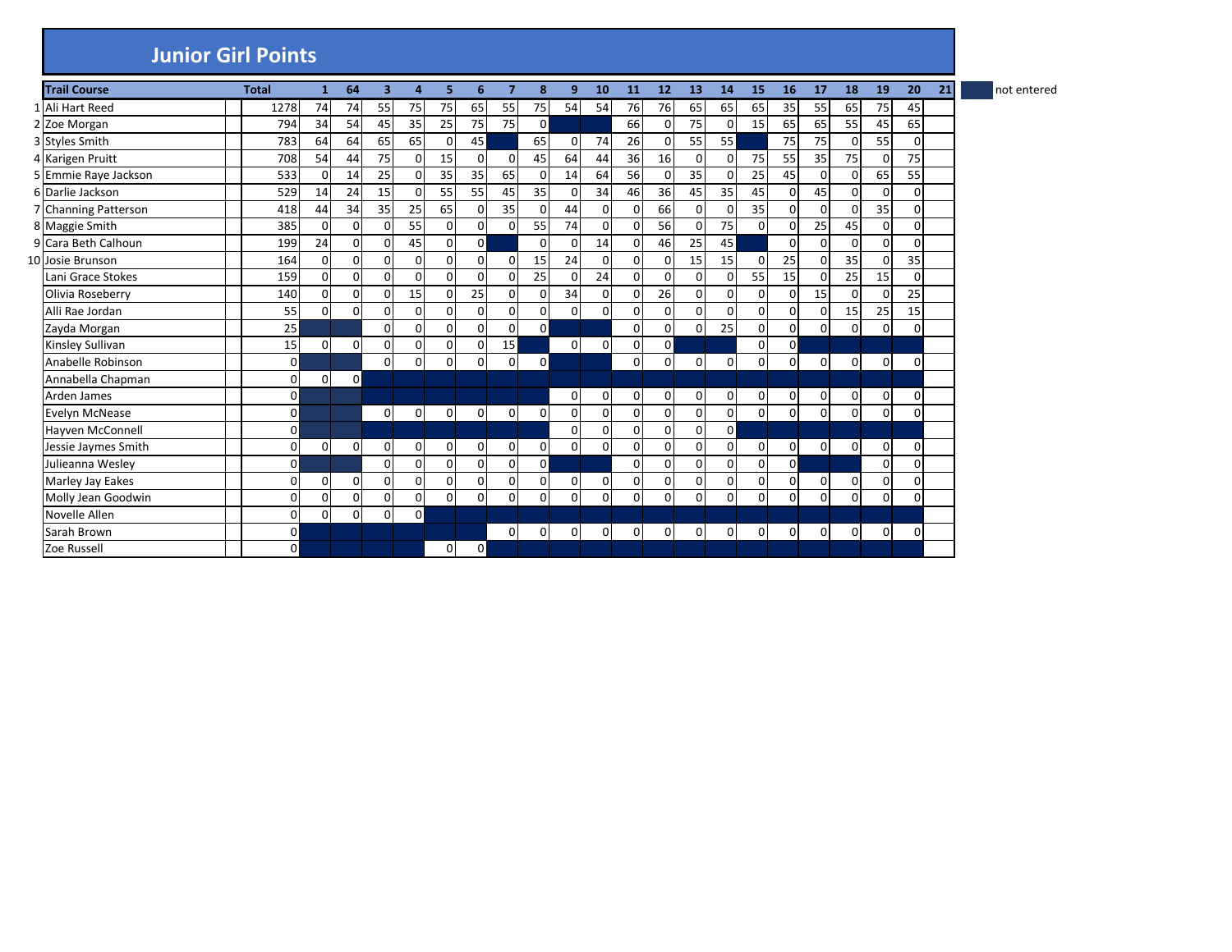# Junior Girl Points

| | Trail Course | | Total | 1 | 64 | 3 | 4 | 5 | 6 | 7 | 8 | 9 | 10 | 11 | 12 | 13 | 14 | 15 | 16 | 17 | 18 | 19 | 20 | 21 |
|---|---|---|---|---|---|---|---|---|---|---|---|---|---|---|---|---|---|---|---|---|---|---|---|---|
| 1 | Ali Hart Reed | | 1278 | 74 | 74 | 55 | 75 | 75 | 65 | 55 | 75 | 54 | 54 | 76 | 76 | 65 | 65 | 65 | 35 | 55 | 65 | 75 | 45 | |
| 2 | Zoe Morgan | | 794 | 34 | 54 | 45 | 35 | 25 | 75 | 75 | 0 | | | 66 | 0 | 75 | 0 | 15 | 65 | 65 | 55 | 45 | 65 | |
| 3 | Styles Smith | | 783 | 64 | 64 | 65 | 65 | 0 | 45 | | 65 | 0 | 74 | 26 | 0 | 55 | 55 | | 75 | 75 | 0 | 55 | 0 | |
| 4 | Karigen Pruitt | | 708 | 54 | 44 | 75 | 0 | 15 | 0 | 0 | 45 | 64 | 44 | 36 | 16 | 0 | 0 | 75 | 55 | 35 | 75 | 0 | 75 | |
| 5 | Emmie Raye Jackson | | 533 | 0 | 14 | 25 | 0 | 35 | 35 | 65 | 0 | 14 | 64 | 56 | 0 | 35 | 0 | 25 | 45 | 0 | 0 | 65 | 55 | |
| 6 | Darlie Jackson | | 529 | 14 | 24 | 15 | 0 | 55 | 55 | 45 | 35 | 0 | 34 | 46 | 36 | 45 | 35 | 45 | 0 | 45 | 0 | 0 | 0 | |
| 7 | Channing Patterson | | 418 | 44 | 34 | 35 | 25 | 65 | 0 | 35 | 0 | 44 | 0 | 0 | 66 | 0 | 0 | 35 | 0 | 0 | 0 | 35 | 0 | |
| 8 | Maggie Smith | | 385 | 0 | 0 | 0 | 55 | 0 | 0 | 0 | 55 | 74 | 0 | 0 | 56 | 0 | 75 | 0 | 0 | 25 | 45 | 0 | 0 | |
| 9 | Cara Beth Calhoun | | 199 | 24 | 0 | 0 | 45 | 0 | 0 | | 0 | 0 | 14 | 0 | 46 | 25 | 45 | | 0 | 0 | 0 | 0 | 0 | |
| 10 | Josie Brunson | | 164 | 0 | 0 | 0 | 0 | 0 | 0 | 0 | 15 | 24 | 0 | 0 | 0 | 15 | 15 | 0 | 25 | 0 | 35 | 0 | 35 | |
| | Lani Grace Stokes | | 159 | 0 | 0 | 0 | 0 | 0 | 0 | 0 | 25 | 0 | 24 | 0 | 0 | 0 | 0 | 55 | 15 | 0 | 25 | 15 | 0 | |
| | Olivia Roseberry | | 140 | 0 | 0 | 0 | 15 | 0 | 25 | 0 | 0 | 34 | 0 | 0 | 26 | 0 | 0 | 0 | 0 | 15 | 0 | 0 | 25 | |
| | Alli Rae Jordan | | 55 | 0 | 0 | 0 | 0 | 0 | 0 | 0 | 0 | 0 | 0 | 0 | 0 | 0 | 0 | 0 | 0 | 0 | 15 | 25 | 15 | |
| | Zayda Morgan | | 25 | | | 0 | 0 | 0 | 0 | 0 | 0 | | | 0 | 0 | 0 | 25 | 0 | 0 | 0 | 0 | 0 | 0 | |
| | Kinsley Sullivan | | 15 | 0 | 0 | 0 | 0 | 0 | 0 | 15 | | 0 | 0 | 0 | 0 | | | 0 | 0 | | | | | |
| | Anabelle Robinson | | 0 | | | 0 | 0 | 0 | 0 | 0 | 0 | | | 0 | 0 | 0 | 0 | 0 | 0 | 0 | 0 | 0 | 0 | |
| | Annabella Chapman | | 0 | 0 | 0 | | | | | | | | | | | | | | | | | | | |
| | Arden James | | 0 | | | | | | | | | 0 | 0 | 0 | 0 | 0 | 0 | 0 | 0 | 0 | 0 | 0 | 0 | |
| | Evelyn McNease | | 0 | | | 0 | 0 | 0 | 0 | 0 | 0 | 0 | 0 | 0 | 0 | 0 | 0 | 0 | 0 | 0 | 0 | 0 | 0 | |
| | Hayven McConnell | | 0 | | | | | | | | | 0 | 0 | 0 | 0 | 0 | 0 | | | | | | | |
| | Jessie Jaymes Smith | | 0 | 0 | 0 | 0 | 0 | 0 | 0 | 0 | 0 | 0 | 0 | 0 | 0 | 0 | 0 | 0 | 0 | 0 | 0 | 0 | 0 | |
| | Julieanna Wesley | | 0 | | | 0 | 0 | 0 | 0 | 0 | 0 | | | 0 | 0 | 0 | 0 | 0 | 0 | | | 0 | 0 | |
| | Marley Jay Eakes | | 0 | 0 | 0 | 0 | 0 | 0 | 0 | 0 | 0 | 0 | 0 | 0 | 0 | 0 | 0 | 0 | 0 | 0 | 0 | 0 | 0 | |
| | Molly Jean Goodwin | | 0 | 0 | 0 | 0 | 0 | 0 | 0 | 0 | 0 | 0 | 0 | 0 | 0 | 0 | 0 | 0 | 0 | 0 | 0 | 0 | 0 | |
| | Novelle Allen | | 0 | 0 | 0 | 0 | 0 | | | | | | | | | | | | | | | | | |
| | Sarah Brown | | 0 | | | | | | | 0 | 0 | 0 | 0 | 0 | 0 | 0 | 0 | 0 | 0 | 0 | 0 | 0 | 0 | |
| | Zoe Russell | | 0 | | | | | 0 | 0 | | | | | | | | | | | | | | | |

(Shaded cell) = not entered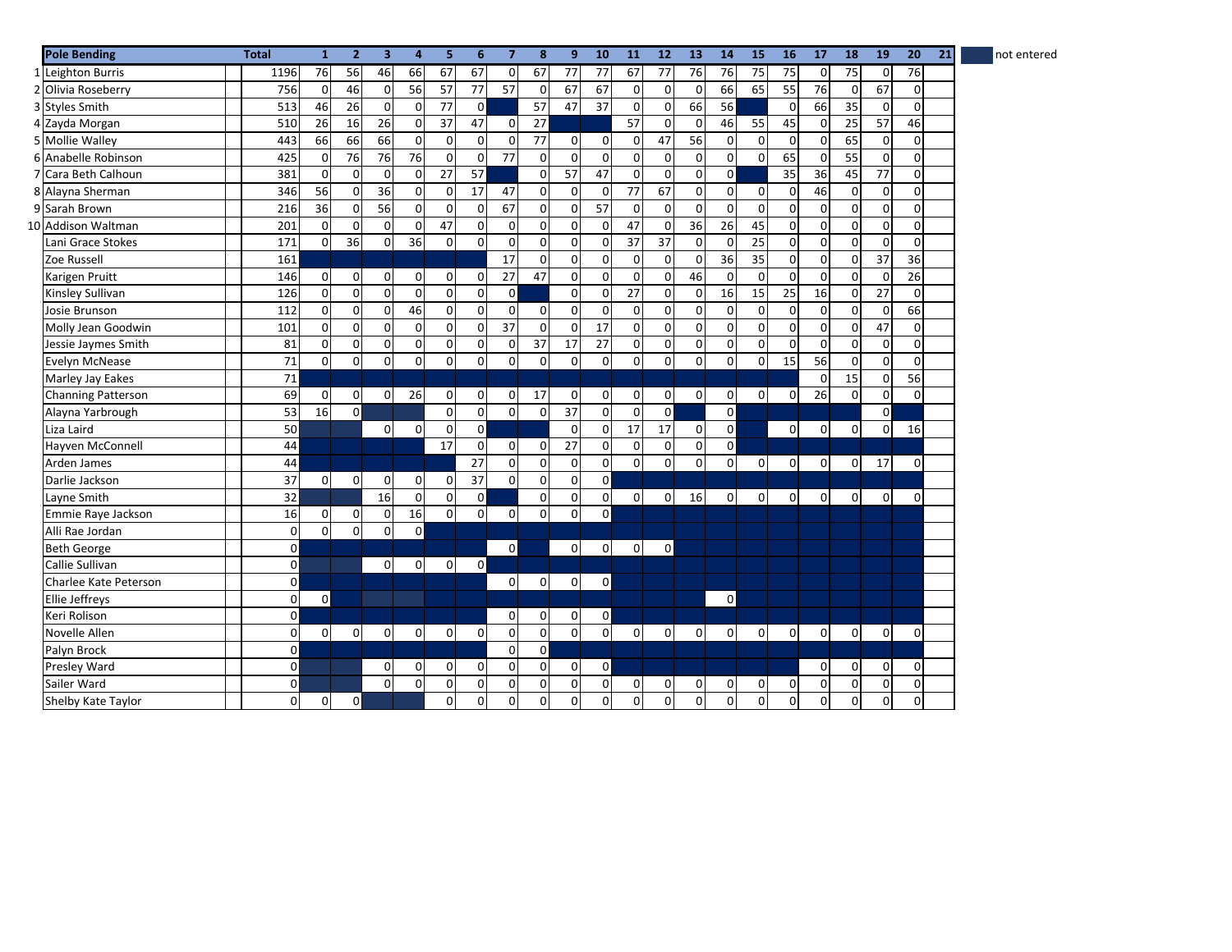| # | Pole Bending | Total | 1 | 2 | 3 | 4 | 5 | 6 | 7 | 8 | 9 | 10 | 11 | 12 | 13 | 14 | 15 | 16 | 17 | 18 | 19 | 20 | 21 |
|---|---|---|---|---|---|---|---|---|---|---|---|---|---|---|---|---|---|---|---|---|---|---|---|
| 1 | Leighton Burris | 1196 | 76 | 56 | 46 | 66 | 67 | 67 | 0 | 67 | 77 | 77 | 67 | 77 | 76 | 76 | 75 | 75 | 0 | 75 | 0 | 76 | |
| 2 | Olivia Roseberry | 756 | 0 | 46 | 0 | 56 | 57 | 77 | 57 | 0 | 67 | 67 | 0 | 0 | 0 | 66 | 65 | 55 | 76 | 0 | 67 | 0 | |
| 3 | Styles Smith | 513 | 46 | 26 | 0 | 0 | 77 | 0 | | 57 | 47 | 37 | 0 | 0 | 66 | 56 | | 0 | 66 | 35 | 0 | 0 | |
| 4 | Zayda Morgan | 510 | 26 | 16 | 26 | 0 | 37 | 47 | 0 | 27 | | | 57 | 0 | 0 | 46 | 55 | 45 | 0 | 25 | 57 | 46 | |
| 5 | Mollie Walley | 443 | 66 | 66 | 66 | 0 | 0 | 0 | 0 | 77 | 0 | 0 | 0 | 47 | 56 | 0 | 0 | 0 | 0 | 65 | 0 | 0 | |
| 6 | Anabelle Robinson | 425 | 0 | 76 | 76 | 76 | 0 | 0 | 77 | 0 | 0 | 0 | 0 | 0 | 0 | 0 | 0 | 65 | 0 | 55 | 0 | 0 | |
| 7 | Cara Beth Calhoun | 381 | 0 | 0 | 0 | 0 | 27 | 57 | | 0 | 57 | 47 | 0 | 0 | 0 | 0 | | 35 | 36 | 45 | 77 | 0 | |
| 8 | Alayna Sherman | 346 | 56 | 0 | 36 | 0 | 0 | 17 | 47 | 0 | 0 | 0 | 77 | 67 | 0 | 0 | 0 | 0 | 46 | 0 | 0 | 0 | |
| 9 | Sarah Brown | 216 | 36 | 0 | 56 | 0 | 0 | 0 | 67 | 0 | 0 | 57 | 0 | 0 | 0 | 0 | 0 | 0 | 0 | 0 | 0 | 0 | |
| 10 | Addison Waltman | 201 | 0 | 0 | 0 | 0 | 47 | 0 | 0 | 0 | 0 | 0 | 47 | 0 | 36 | 26 | 45 | 0 | 0 | 0 | 0 | 0 | |
| | Lani Grace Stokes | 171 | 0 | 36 | 0 | 36 | 0 | 0 | 0 | 0 | 0 | 0 | 37 | 37 | 0 | 0 | 25 | 0 | 0 | 0 | 0 | 0 | |
| | Zoe Russell | 161 | | | | | | | 17 | 0 | 0 | 0 | 0 | 0 | 0 | 36 | 35 | 0 | 0 | 0 | 37 | 36 | |
| | Karigen Pruitt | 146 | 0 | 0 | 0 | 0 | 0 | 0 | 27 | 47 | 0 | 0 | 0 | 0 | 46 | 0 | 0 | 0 | 0 | 0 | 0 | 26 | |
| | Kinsley Sullivan | 126 | 0 | 0 | 0 | 0 | 0 | 0 | 0 | | 0 | 0 | 27 | 0 | 0 | 16 | 15 | 25 | 16 | 0 | 27 | 0 | |
| | Josie Brunson | 112 | 0 | 0 | 0 | 46 | 0 | 0 | 0 | 0 | 0 | 0 | 0 | 0 | 0 | 0 | 0 | 0 | 0 | 0 | 0 | 66 | |
| | Molly Jean Goodwin | 101 | 0 | 0 | 0 | 0 | 0 | 0 | 37 | 0 | 0 | 17 | 0 | 0 | 0 | 0 | 0 | 0 | 0 | 0 | 47 | 0 | |
| | Jessie Jaymes Smith | 81 | 0 | 0 | 0 | 0 | 0 | 0 | 0 | 37 | 17 | 27 | 0 | 0 | 0 | 0 | 0 | 0 | 0 | 0 | 0 | 0 | |
| | Evelyn McNease | 71 | 0 | 0 | 0 | 0 | 0 | 0 | 0 | 0 | 0 | 0 | 0 | 0 | 0 | 0 | 0 | 15 | 56 | 0 | 0 | 0 | |
| | Marley Jay Eakes | 71 | | | | | | | | | | | | | | | | | 0 | 15 | 0 | 56 | |
| | Channing Patterson | 69 | 0 | 0 | 0 | 26 | 0 | 0 | 0 | 17 | 0 | 0 | 0 | 0 | 0 | 0 | 0 | 0 | 26 | 0 | 0 | 0 | |
| | Alayna Yarbrough | 53 | 16 | 0 | | | 0 | 0 | 0 | 0 | 37 | 0 | 0 | 0 | | 0 | | | | | 0 | | |
| | Liza Laird | 50 | | | 0 | 0 | 0 | 0 | | | 0 | 0 | 17 | 17 | 0 | 0 | | 0 | 0 | 0 | 0 | 16 | |
| | Hayven McConnell | 44 | | | | | 17 | 0 | 0 | 0 | 27 | 0 | 0 | 0 | 0 | 0 | | | | | | | |
| | Arden James | 44 | | | | | | 27 | 0 | 0 | 0 | 0 | 0 | 0 | 0 | 0 | 0 | 0 | 0 | 0 | 17 | 0 | |
| | Darlie Jackson | 37 | 0 | 0 | 0 | 0 | 0 | 37 | 0 | 0 | 0 | 0 | | | | | | | | | | | |
| | Layne Smith | 32 | | | 16 | 0 | 0 | 0 | | 0 | 0 | 0 | 0 | 0 | 16 | 0 | 0 | 0 | 0 | 0 | 0 | 0 | |
| | Emmie Raye Jackson | 16 | 0 | 0 | 0 | 16 | 0 | 0 | 0 | 0 | 0 | 0 | | | | | | | | | | | |
| | Alli Rae Jordan | 0 | 0 | 0 | 0 | 0 | | | | | | | | | | | | | | | | | |
| | Beth George | 0 | | | | | | | 0 | | 0 | 0 | 0 | 0 | | | | | | | | | |
| | Callie Sullivan | 0 | | | 0 | 0 | 0 | 0 | | | | | | | | | | | | | | | |
| | Charlee Kate Peterson | 0 | | | | | | | 0 | 0 | 0 | 0 | | | | | | | | | | | |
| | Ellie Jeffreys | 0 | 0 | | | | | | | | | | | | | 0 | | | | | | | |
| | Keri Rolison | 0 | | | | | | | 0 | 0 | 0 | 0 | | | | | | | | | | | |
| | Novelle Allen | 0 | 0 | 0 | 0 | 0 | 0 | 0 | 0 | 0 | 0 | 0 | 0 | 0 | 0 | 0 | 0 | 0 | 0 | 0 | 0 | 0 | |
| | Palyn Brock | 0 | | | | | | | 0 | 0 | | | | | | | | | | | | | |
| | Presley Ward | 0 | | | 0 | 0 | 0 | 0 | 0 | 0 | 0 | 0 | | | | | | | 0 | 0 | 0 | 0 | |
| | Sailer Ward | 0 | | | 0 | 0 | 0 | 0 | 0 | 0 | 0 | 0 | 0 | 0 | 0 | 0 | 0 | 0 | 0 | 0 | 0 | 0 | |
| | Shelby Kate Taylor | 0 | 0 | 0 | | | 0 | 0 | 0 | 0 | 0 | 0 | 0 | 0 | 0 | 0 | 0 | 0 | 0 | 0 | 0 | 0 | |

(shaded cell) = not entered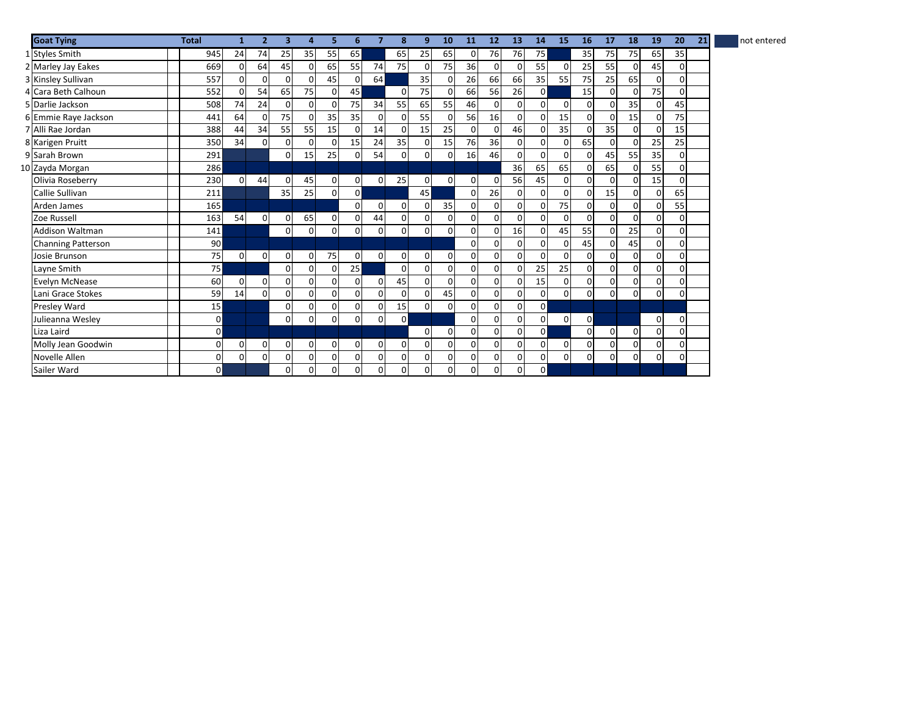|  | Goat Tying | Total | 1 | 2 | 3 | 4 | 5 | 6 | 7 | 8 | 9 | 10 | 11 | 12 | 13 | 14 | 15 | 16 | 17 | 18 | 19 | 20 | 21 |
|---|---|---|---|---|---|---|---|---|---|---|---|---|---|---|---|---|---|---|---|---|---|---|---|
| 1 | Styles Smith | 945 | 24 | 74 | 25 | 35 | 55 | 65 |  | 65 | 25 | 65 | 0 | 76 | 76 | 75 |  | 35 | 75 | 75 | 65 | 35 |  |
| 2 | Marley Jay Eakes | 669 | 0 | 64 | 45 | 0 | 65 | 55 | 74 | 75 | 0 | 75 | 36 | 0 | 0 | 55 | 0 | 25 | 55 | 0 | 45 | 0 |  |
| 3 | Kinsley Sullivan | 557 | 0 | 0 | 0 | 0 | 45 | 0 | 64 |  | 35 | 0 | 26 | 66 | 66 | 35 | 55 | 75 | 25 | 65 | 0 | 0 |  |
| 4 | Cara Beth Calhoun | 552 | 0 | 54 | 65 | 75 | 0 | 45 |  | 0 | 75 | 0 | 66 | 56 | 26 | 0 |  | 15 | 0 | 0 | 75 | 0 |  |
| 5 | Darlie Jackson | 508 | 74 | 24 | 0 | 0 | 0 | 75 | 34 | 55 | 65 | 55 | 46 | 0 | 0 | 0 | 0 | 0 | 0 | 35 | 0 | 45 |  |
| 6 | Emmie Raye Jackson | 441 | 64 | 0 | 75 | 0 | 35 | 35 | 0 | 0 | 55 | 0 | 56 | 16 | 0 | 0 | 15 | 0 | 0 | 15 | 0 | 75 |  |
| 7 | Alli Rae Jordan | 388 | 44 | 34 | 55 | 55 | 15 | 0 | 14 | 0 | 15 | 25 | 0 | 0 | 46 | 0 | 35 | 0 | 35 | 0 | 0 | 15 |  |
| 8 | Karigen Pruitt | 350 | 34 | 0 | 0 | 0 | 0 | 15 | 24 | 35 | 0 | 15 | 76 | 36 | 0 | 0 | 0 | 65 | 0 | 0 | 25 | 25 |  |
| 9 | Sarah Brown | 291 |  |  | 0 | 15 | 25 | 0 | 54 | 0 | 0 | 0 | 16 | 46 | 0 | 0 | 0 | 0 | 45 | 55 | 35 | 0 |  |
| 10 | Zayda Morgan | 286 |  |  |  |  |  |  |  |  |  |  |  |  | 36 | 65 | 65 | 0 | 65 | 0 | 55 | 0 |  |
|  | Olivia Roseberry | 230 | 0 | 44 | 0 | 45 | 0 | 0 | 0 | 25 | 0 | 0 | 0 | 0 | 56 | 45 | 0 | 0 | 0 | 0 | 15 | 0 |  |
|  | Callie Sullivan | 211 |  |  | 35 | 25 | 0 | 0 |  |  | 45 |  | 0 | 26 | 0 | 0 | 0 | 0 | 15 | 0 | 0 | 65 |  |
|  | Arden James | 165 |  |  |  |  |  | 0 | 0 | 0 | 0 | 35 | 0 | 0 | 0 | 0 | 75 | 0 | 0 | 0 | 0 | 55 |  |
|  | Zoe Russell | 163 | 54 | 0 | 0 | 65 | 0 | 0 | 44 | 0 | 0 | 0 | 0 | 0 | 0 | 0 | 0 | 0 | 0 | 0 | 0 | 0 |  |
|  | Addison Waltman | 141 |  |  | 0 | 0 | 0 | 0 | 0 | 0 | 0 | 0 | 0 | 0 | 16 | 0 | 45 | 55 | 0 | 25 | 0 | 0 |  |
|  | Channing Patterson | 90 |  |  |  |  |  |  |  |  |  |  | 0 | 0 | 0 | 0 | 0 | 45 | 0 | 45 | 0 | 0 |  |
|  | Josie Brunson | 75 | 0 | 0 | 0 | 0 | 75 | 0 | 0 | 0 | 0 | 0 | 0 | 0 | 0 | 0 | 0 | 0 | 0 | 0 | 0 | 0 |  |
|  | Layne Smith | 75 |  |  | 0 | 0 | 0 | 25 |  | 0 | 0 | 0 | 0 | 0 | 0 | 25 | 25 | 0 | 0 | 0 | 0 | 0 |  |
|  | Evelyn McNease | 60 | 0 | 0 | 0 | 0 | 0 | 0 | 0 | 45 | 0 | 0 | 0 | 0 | 0 | 15 | 0 | 0 | 0 | 0 | 0 | 0 |  |
|  | Lani Grace Stokes | 59 | 14 | 0 | 0 | 0 | 0 | 0 | 0 | 0 | 0 | 45 | 0 | 0 | 0 | 0 | 0 | 0 | 0 | 0 | 0 | 0 |  |
|  | Presley Ward | 15 |  |  | 0 | 0 | 0 | 0 | 0 | 15 | 0 | 0 | 0 | 0 | 0 | 0 |  |  |  |  |  |  |  |
|  | Julieanna Wesley | 0 |  |  | 0 | 0 | 0 | 0 | 0 | 0 |  |  | 0 | 0 | 0 | 0 | 0 | 0 |  |  | 0 | 0 |  |
|  | Liza Laird | 0 |  |  |  |  |  |  |  |  | 0 | 0 | 0 | 0 | 0 | 0 |  | 0 | 0 | 0 | 0 | 0 |  |
|  | Molly Jean Goodwin | 0 | 0 | 0 | 0 | 0 | 0 | 0 | 0 | 0 | 0 | 0 | 0 | 0 | 0 | 0 | 0 | 0 | 0 | 0 | 0 | 0 |  |
|  | Novelle Allen | 0 | 0 | 0 | 0 | 0 | 0 | 0 | 0 | 0 | 0 | 0 | 0 | 0 | 0 | 0 | 0 | 0 | 0 | 0 | 0 | 0 |  |
|  | Sailer Ward | 0 |  |  | 0 | 0 | 0 | 0 | 0 | 0 | 0 | 0 | 0 | 0 | 0 | 0 |  |  |  |  |  |  |  |

Shaded (blank) cells = not entered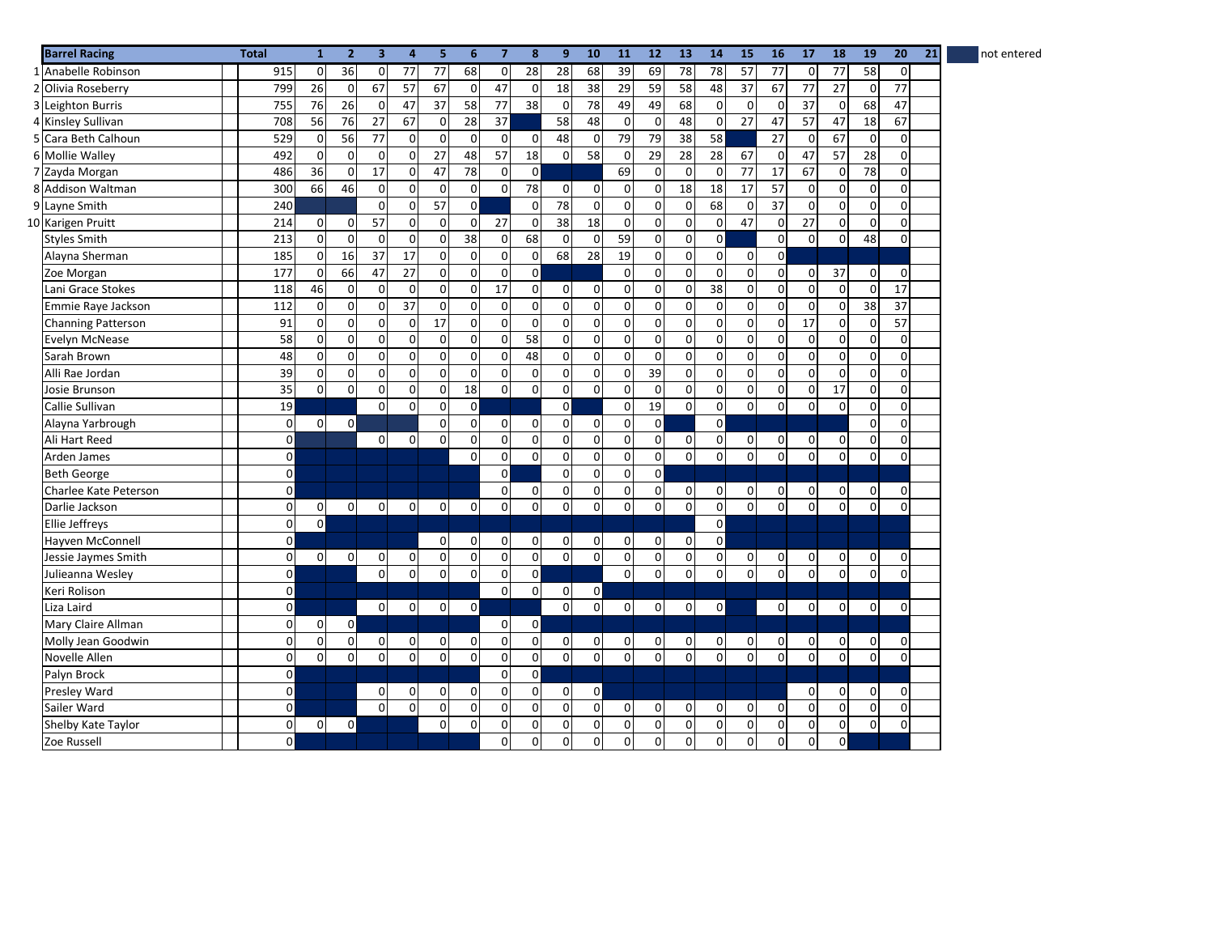| | Barrel Racing | | Total | 1 | 2 | 3 | 4 | 5 | 6 | 7 | 8 | 9 | 10 | 11 | 12 | 13 | 14 | 15 | 16 | 17 | 18 | 19 | 20 | 21 |
|---|---|---|---|---|---|---|---|---|---|---|---|---|---|---|---|---|---|---|---|---|---|---|---|---|
| 1 | Anabelle Robinson | | 915 | 0 | 36 | 0 | 77 | 77 | 68 | 0 | 28 | 28 | 68 | 39 | 69 | 78 | 78 | 57 | 77 | 0 | 77 | 58 | 0 | |
| 2 | Olivia Roseberry | | 799 | 26 | 0 | 67 | 57 | 67 | 0 | 47 | 0 | 18 | 38 | 29 | 59 | 58 | 48 | 37 | 67 | 77 | 27 | 0 | 77 | |
| 3 | Leighton Burris | | 755 | 76 | 26 | 0 | 47 | 37 | 58 | 77 | 38 | 0 | 78 | 49 | 49 | 68 | 0 | 0 | 0 | 37 | 0 | 68 | 47 | |
| 4 | Kinsley Sullivan | | 708 | 56 | 76 | 27 | 67 | 0 | 28 | 37 | | 58 | 48 | 0 | 0 | 48 | 0 | 27 | 47 | 57 | 47 | 18 | 67 | |
| 5 | Cara Beth Calhoun | | 529 | 0 | 56 | 77 | 0 | 0 | 0 | 0 | 0 | 48 | 0 | 79 | 79 | 38 | 58 | | 27 | 0 | 67 | 0 | 0 | |
| 6 | Mollie Walley | | 492 | 0 | 0 | 0 | 0 | 27 | 48 | 57 | 18 | 0 | 58 | 0 | 29 | 28 | 28 | 67 | 0 | 47 | 57 | 28 | 0 | |
| 7 | Zayda Morgan | | 486 | 36 | 0 | 17 | 0 | 47 | 78 | 0 | 0 | | | 69 | 0 | 0 | 0 | 77 | 17 | 67 | 0 | 78 | 0 | |
| 8 | Addison Waltman | | 300 | 66 | 46 | 0 | 0 | 0 | 0 | 0 | 78 | 0 | 0 | 0 | 0 | 18 | 18 | 17 | 57 | 0 | 0 | 0 | 0 | |
| 9 | Layne Smith | | 240 | | | 0 | 0 | 57 | 0 | | 0 | 78 | 0 | 0 | 0 | 0 | 68 | 0 | 37 | 0 | 0 | 0 | 0 | |
| 10 | Karigen Pruitt | | 214 | 0 | 0 | 57 | 0 | 0 | 0 | 27 | 0 | 38 | 18 | 0 | 0 | 0 | 0 | 47 | 0 | 27 | 0 | 0 | 0 | |
| | Styles Smith | | 213 | 0 | 0 | 0 | 0 | 0 | 38 | 0 | 68 | 0 | 0 | 59 | 0 | 0 | 0 | | 0 | 0 | 0 | 48 | 0 | |
| | Alayna Sherman | | 185 | 0 | 16 | 37 | 17 | 0 | 0 | 0 | 0 | 68 | 28 | 19 | 0 | 0 | 0 | 0 | 0 | | | | | |
| | Zoe Morgan | | 177 | 0 | 66 | 47 | 27 | 0 | 0 | 0 | 0 | | | 0 | 0 | 0 | 0 | 0 | 0 | 0 | 37 | 0 | 0 | |
| | Lani Grace Stokes | | 118 | 46 | 0 | 0 | 0 | 0 | 0 | 17 | 0 | 0 | 0 | 0 | 0 | 0 | 38 | 0 | 0 | 0 | 0 | 0 | 17 | |
| | Emmie Raye Jackson | | 112 | 0 | 0 | 0 | 37 | 0 | 0 | 0 | 0 | 0 | 0 | 0 | 0 | 0 | 0 | 0 | 0 | 0 | 0 | 38 | 37 | |
| | Channing Patterson | | 91 | 0 | 0 | 0 | 0 | 17 | 0 | 0 | 0 | 0 | 0 | 0 | 0 | 0 | 0 | 0 | 0 | 17 | 0 | 0 | 57 | |
| | Evelyn McNease | | 58 | 0 | 0 | 0 | 0 | 0 | 0 | 0 | 58 | 0 | 0 | 0 | 0 | 0 | 0 | 0 | 0 | 0 | 0 | 0 | 0 | |
| | Sarah Brown | | 48 | 0 | 0 | 0 | 0 | 0 | 0 | 0 | 48 | 0 | 0 | 0 | 0 | 0 | 0 | 0 | 0 | 0 | 0 | 0 | 0 | |
| | Alli Rae Jordan | | 39 | 0 | 0 | 0 | 0 | 0 | 0 | 0 | 0 | 0 | 0 | 0 | 39 | 0 | 0 | 0 | 0 | 0 | 0 | 0 | 0 | |
| | Josie Brunson | | 35 | 0 | 0 | 0 | 0 | 0 | 18 | 0 | 0 | 0 | 0 | 0 | 0 | 0 | 0 | 0 | 0 | 0 | 17 | 0 | 0 | |
| | Callie Sullivan | | 19 | | | 0 | 0 | 0 | 0 | | | 0 | | 0 | 19 | 0 | 0 | 0 | 0 | 0 | 0 | 0 | 0 | |
| | Alayna Yarbrough | | 0 | 0 | 0 | | | 0 | 0 | 0 | 0 | 0 | 0 | 0 | 0 | | 0 | | | | | 0 | 0 | |
| | Ali Hart Reed | | 0 | | | 0 | 0 | 0 | 0 | 0 | 0 | 0 | 0 | 0 | 0 | 0 | 0 | 0 | 0 | 0 | 0 | 0 | 0 | |
| | Arden James | | 0 | | | | | | 0 | 0 | 0 | 0 | 0 | 0 | 0 | 0 | 0 | 0 | 0 | 0 | 0 | 0 | 0 | |
| | Beth George | | 0 | | | | | | | 0 | | 0 | 0 | 0 | 0 | | | | | | | | | |
| | Charlee Kate Peterson | | 0 | | | | | | | 0 | 0 | 0 | 0 | 0 | 0 | 0 | 0 | 0 | 0 | 0 | 0 | 0 | 0 | |
| | Darlie Jackson | | 0 | 0 | 0 | 0 | 0 | 0 | 0 | 0 | 0 | 0 | 0 | 0 | 0 | 0 | 0 | 0 | 0 | 0 | 0 | 0 | 0 | |
| | Ellie Jeffreys | | 0 | 0 | | | | | | | | | | | | | 0 | | | | | | | |
| | Hayven McConnell | | 0 | | | | | 0 | 0 | 0 | 0 | 0 | 0 | 0 | 0 | 0 | 0 | | | | | | | |
| | Jessie Jaymes Smith | | 0 | 0 | 0 | 0 | 0 | 0 | 0 | 0 | 0 | 0 | 0 | 0 | 0 | 0 | 0 | 0 | 0 | 0 | 0 | 0 | 0 | |
| | Julieanna Wesley | | 0 | | | 0 | 0 | 0 | 0 | 0 | 0 | | | 0 | 0 | 0 | 0 | 0 | 0 | 0 | 0 | 0 | 0 | |
| | Keri Rolison | | 0 | | | | | | | 0 | 0 | 0 | 0 | | | | | | | | | | | |
| | Liza Laird | | 0 | | | 0 | 0 | 0 | 0 | | | 0 | 0 | 0 | 0 | 0 | 0 | | 0 | 0 | 0 | 0 | 0 | |
| | Mary Claire Allman | | 0 | 0 | 0 | | | | | 0 | 0 | | | | | | | | | | | | | |
| | Molly Jean Goodwin | | 0 | 0 | 0 | 0 | 0 | 0 | 0 | 0 | 0 | 0 | 0 | 0 | 0 | 0 | 0 | 0 | 0 | 0 | 0 | 0 | 0 | |
| | Novelle Allen | | 0 | 0 | 0 | 0 | 0 | 0 | 0 | 0 | 0 | 0 | 0 | 0 | 0 | 0 | 0 | 0 | 0 | 0 | 0 | 0 | 0 | |
| | Palyn Brock | | 0 | | | | | | | 0 | 0 | | | | | | | | | | | | | |
| | Presley Ward | | 0 | | | 0 | 0 | 0 | 0 | 0 | 0 | 0 | 0 | | | | | | | 0 | 0 | 0 | 0 | |
| | Sailer Ward | | 0 | | | 0 | 0 | 0 | 0 | 0 | 0 | 0 | 0 | 0 | 0 | 0 | 0 | 0 | 0 | 0 | 0 | 0 | 0 | |
| | Shelby Kate Taylor | | 0 | 0 | 0 | | | 0 | 0 | 0 | 0 | 0 | 0 | 0 | 0 | 0 | 0 | 0 | 0 | 0 | 0 | 0 | 0 | |
| | Zoe Russell | | 0 | | | | | | | 0 | 0 | 0 | 0 | 0 | 0 | 0 | 0 | 0 | 0 | 0 | 0 | | | |

Legend: shaded cell = not entered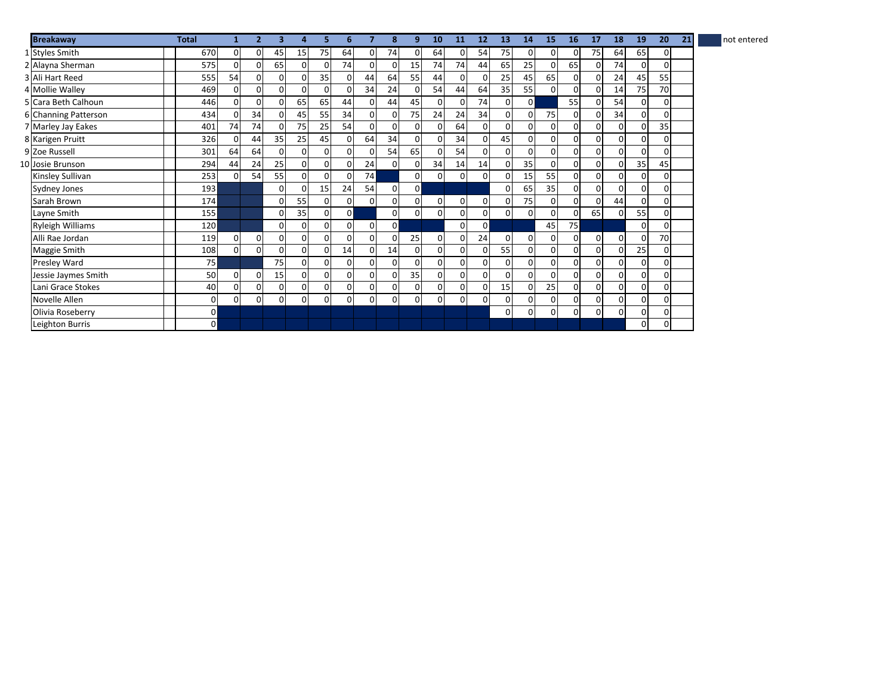| | Breakaway | Total | 1 | 2 | 3 | 4 | 5 | 6 | 7 | 8 | 9 | 10 | 11 | 12 | 13 | 14 | 15 | 16 | 17 | 18 | 19 | 20 | 21 |
|---|---|---|---|---|---|---|---|---|---|---|---|---|---|---|---|---|---|---|---|---|---|---|---|
| 1 | Styles Smith | 670 | 0 | 0 | 45 | 15 | 75 | 64 | 0 | 74 | 0 | 64 | 0 | 54 | 75 | 0 | 0 | 0 | 75 | 64 | 65 | 0 | |
| 2 | Alayna Sherman | 575 | 0 | 0 | 65 | 0 | 0 | 74 | 0 | 0 | 15 | 74 | 74 | 44 | 65 | 25 | 0 | 65 | 0 | 74 | 0 | 0 | |
| 3 | Ali Hart Reed | 555 | 54 | 0 | 0 | 0 | 35 | 0 | 44 | 64 | 55 | 44 | 0 | 0 | 25 | 45 | 65 | 0 | 0 | 24 | 45 | 55 | |
| 4 | Mollie Walley | 469 | 0 | 0 | 0 | 0 | 0 | 0 | 34 | 24 | 0 | 54 | 44 | 64 | 35 | 55 | 0 | 0 | 0 | 14 | 75 | 70 | |
| 5 | Cara Beth Calhoun | 446 | 0 | 0 | 0 | 65 | 65 | 44 | 0 | 44 | 45 | 0 | 0 | 74 | 0 | 0 | | 55 | 0 | 54 | 0 | 0 | |
| 6 | Channing Patterson | 434 | 0 | 34 | 0 | 45 | 55 | 34 | 0 | 0 | 75 | 24 | 24 | 34 | 0 | 0 | 75 | 0 | 0 | 34 | 0 | 0 | |
| 7 | Marley Jay Eakes | 401 | 74 | 74 | 0 | 75 | 25 | 54 | 0 | 0 | 0 | 0 | 64 | 0 | 0 | 0 | 0 | 0 | 0 | 0 | 0 | 35 | |
| 8 | Karigen Pruitt | 326 | 0 | 44 | 35 | 25 | 45 | 0 | 64 | 34 | 0 | 0 | 34 | 0 | 45 | 0 | 0 | 0 | 0 | 0 | 0 | 0 | |
| 9 | Zoe Russell | 301 | 64 | 64 | 0 | 0 | 0 | 0 | 0 | 54 | 65 | 0 | 54 | 0 | 0 | 0 | 0 | 0 | 0 | 0 | 0 | 0 | |
| 10 | Josie Brunson | 294 | 44 | 24 | 25 | 0 | 0 | 0 | 24 | 0 | 0 | 34 | 14 | 14 | 0 | 35 | 0 | 0 | 0 | 0 | 35 | 45 | |
| | Kinsley Sullivan | 253 | 0 | 54 | 55 | 0 | 0 | 0 | 74 | | 0 | 0 | 0 | 0 | 0 | 15 | 55 | 0 | 0 | 0 | 0 | 0 | |
| | Sydney Jones | 193 | | | 0 | 0 | 15 | 24 | 54 | 0 | 0 | | | | 0 | 65 | 35 | 0 | 0 | 0 | 0 | 0 | |
| | Sarah Brown | 174 | | | 0 | 55 | 0 | 0 | 0 | 0 | 0 | 0 | 0 | 0 | 0 | 75 | 0 | 0 | 0 | 44 | 0 | 0 | |
| | Layne Smith | 155 | | | 0 | 35 | 0 | 0 | | 0 | 0 | 0 | 0 | 0 | 0 | 0 | 0 | 0 | 65 | 0 | 55 | 0 | |
| | Ryleigh Williams | 120 | | | 0 | 0 | 0 | 0 | 0 | 0 | | | 0 | 0 | | | 45 | 75 | | | 0 | 0 | |
| | Alli Rae Jordan | 119 | 0 | 0 | 0 | 0 | 0 | 0 | 0 | 0 | 25 | 0 | 0 | 24 | 0 | 0 | 0 | 0 | 0 | 0 | 0 | 70 | |
| | Maggie Smith | 108 | 0 | 0 | 0 | 0 | 0 | 14 | 0 | 14 | 0 | 0 | 0 | 0 | 55 | 0 | 0 | 0 | 0 | 0 | 25 | 0 | |
| | Presley Ward | 75 | | | 75 | 0 | 0 | 0 | 0 | 0 | 0 | 0 | 0 | 0 | 0 | 0 | 0 | 0 | 0 | 0 | 0 | 0 | |
| | Jessie Jaymes Smith | 50 | 0 | 0 | 15 | 0 | 0 | 0 | 0 | 0 | 35 | 0 | 0 | 0 | 0 | 0 | 0 | 0 | 0 | 0 | 0 | 0 | |
| | Lani Grace Stokes | 40 | 0 | 0 | 0 | 0 | 0 | 0 | 0 | 0 | 0 | 0 | 0 | 0 | 15 | 0 | 25 | 0 | 0 | 0 | 0 | 0 | |
| | Novelle Allen | 0 | 0 | 0 | 0 | 0 | 0 | 0 | 0 | 0 | 0 | 0 | 0 | 0 | 0 | 0 | 0 | 0 | 0 | 0 | 0 | 0 | |
| | Olivia Roseberry | 0 | | | | | | | | | | | | | 0 | 0 | 0 | 0 | 0 | 0 | 0 | 0 | |
| | Leighton Burris | 0 | | | | | | | | | | | | | | | | | | | 0 | 0 | |

(Shaded cells = not entered)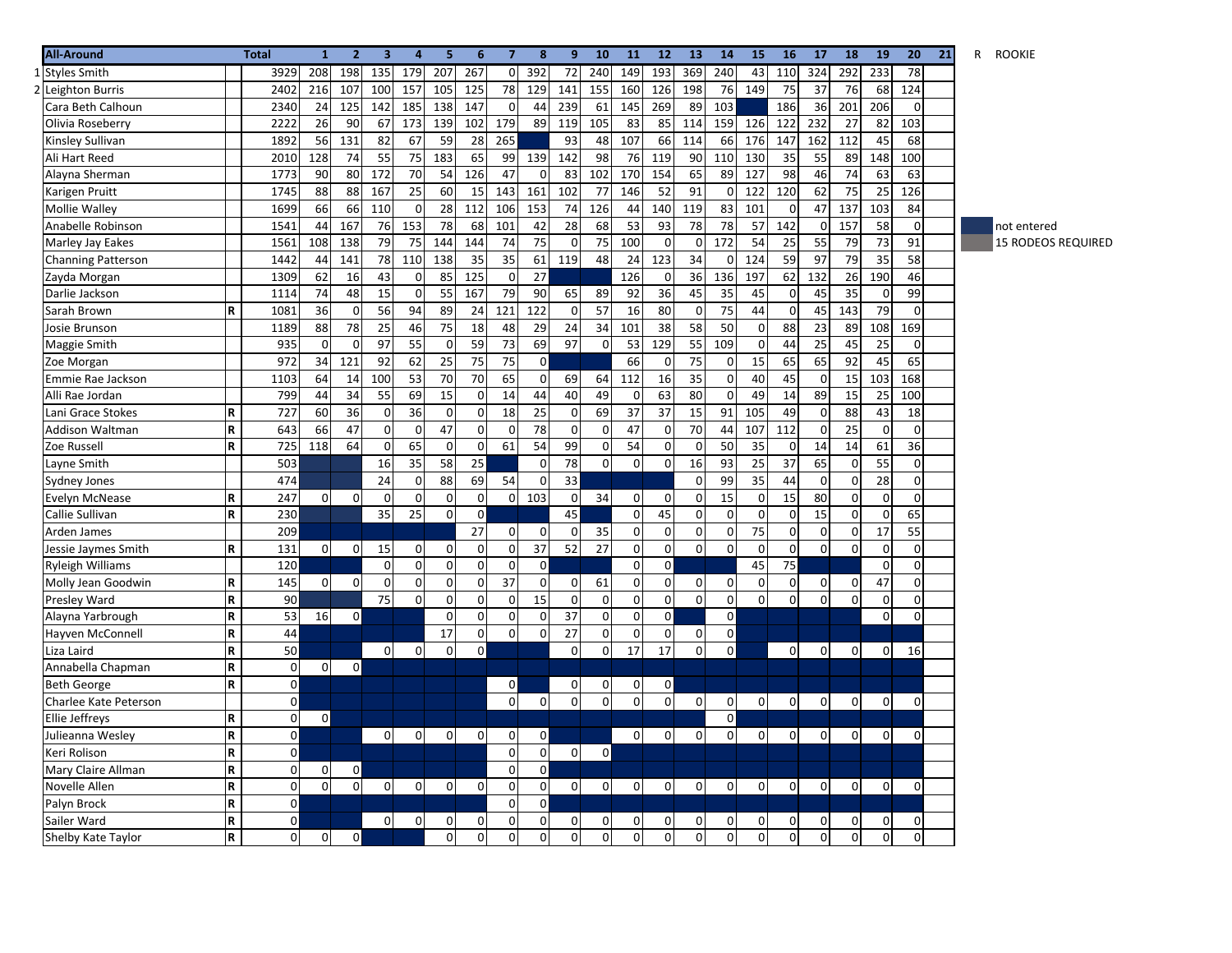| | All-Around | | Total | 1 | 2 | 3 | 4 | 5 | 6 | 7 | 8 | 9 | 10 | 11 | 12 | 13 | 14 | 15 | 16 | 17 | 18 | 19 | 20 | 21 |
|---|---|---|---|---|---|---|---|---|---|---|---|---|---|---|---|---|---|---|---|---|---|---|---|---|
| 1 | Styles Smith | | 3929 | 208 | 198 | 135 | 179 | 207 | 267 | 0 | 392 | 72 | 240 | 149 | 193 | 369 | 240 | 43 | 110 | 324 | 292 | 233 | 78 | |
| 2 | Leighton Burris | | 2402 | 216 | 107 | 100 | 157 | 105 | 125 | 78 | 129 | 141 | 155 | 160 | 126 | 198 | 76 | 149 | 75 | 37 | 76 | 68 | 124 | |
| | Cara Beth Calhoun | | 2340 | 24 | 125 | 142 | 185 | 138 | 147 | 0 | 44 | 239 | 61 | 145 | 269 | 89 | 103 | | 186 | 36 | 201 | 206 | 0 | |
| | Olivia Roseberry | | 2222 | 26 | 90 | 67 | 173 | 139 | 102 | 179 | 89 | 119 | 105 | 83 | 85 | 114 | 159 | 126 | 122 | 232 | 27 | 82 | 103 | |
| | Kinsley Sullivan | | 1892 | 56 | 131 | 82 | 67 | 59 | 28 | 265 | | 93 | 48 | 107 | 66 | 114 | 66 | 176 | 147 | 162 | 112 | 45 | 68 | |
| | Ali Hart Reed | | 2010 | 128 | 74 | 55 | 75 | 183 | 65 | 99 | 139 | 142 | 98 | 76 | 119 | 90 | 110 | 130 | 35 | 55 | 89 | 148 | 100 | |
| | Alayna Sherman | | 1773 | 90 | 80 | 172 | 70 | 54 | 126 | 47 | 0 | 83 | 102 | 170 | 154 | 65 | 89 | 127 | 98 | 46 | 74 | 63 | 63 | |
| | Karigen Pruitt | | 1745 | 88 | 88 | 167 | 25 | 60 | 15 | 143 | 161 | 102 | 77 | 146 | 52 | 91 | 0 | 122 | 120 | 62 | 75 | 25 | 126 | |
| | Mollie Walley | | 1699 | 66 | 66 | 110 | 0 | 28 | 112 | 106 | 153 | 74 | 126 | 44 | 140 | 119 | 83 | 101 | 0 | 47 | 137 | 103 | 84 | |
| | Anabelle Robinson | | 1541 | 44 | 167 | 76 | 153 | 78 | 68 | 101 | 42 | 28 | 68 | 53 | 93 | 78 | 78 | 57 | 142 | 0 | 157 | 58 | 0 | |
| | Marley Jay Eakes | | 1561 | 108 | 138 | 79 | 75 | 144 | 144 | 74 | 75 | 0 | 75 | 100 | 0 | 0 | 172 | 54 | 25 | 55 | 79 | 73 | 91 | |
| | Channing Patterson | | 1442 | 44 | 141 | 78 | 110 | 138 | 35 | 35 | 61 | 119 | 48 | 24 | 123 | 34 | 0 | 124 | 59 | 97 | 79 | 35 | 58 | |
| | Zayda Morgan | | 1309 | 62 | 16 | 43 | 0 | 85 | 125 | 0 | 27 | | | 126 | 0 | 36 | 136 | 197 | 62 | 132 | 26 | 190 | 46 | |
| | Darlie Jackson | | 1114 | 74 | 48 | 15 | 0 | 55 | 167 | 79 | 90 | 65 | 89 | 92 | 36 | 45 | 35 | 45 | 0 | 45 | 35 | 0 | 99 | |
| | Sarah Brown | R | 1081 | 36 | 0 | 56 | 94 | 89 | 24 | 121 | 122 | 0 | 57 | 16 | 80 | 0 | 75 | 44 | 0 | 45 | 143 | 79 | 0 | |
| | Josie Brunson | | 1189 | 88 | 78 | 25 | 46 | 75 | 18 | 48 | 29 | 24 | 34 | 101 | 38 | 58 | 50 | 0 | 88 | 23 | 89 | 108 | 169 | |
| | Maggie Smith | | 935 | 0 | 0 | 97 | 55 | 0 | 59 | 73 | 69 | 97 | 0 | 53 | 129 | 55 | 109 | 0 | 44 | 25 | 45 | 25 | 0 | |
| | Zoe Morgan | | 972 | 34 | 121 | 92 | 62 | 25 | 75 | 75 | 0 | | | 66 | 0 | 75 | 0 | 15 | 65 | 65 | 92 | 45 | 65 | |
| | Emmie Rae Jackson | | 1103 | 64 | 14 | 100 | 53 | 70 | 70 | 65 | 0 | 69 | 64 | 112 | 16 | 35 | 0 | 40 | 45 | 0 | 15 | 103 | 168 | |
| | Alli Rae Jordan | | 799 | 44 | 34 | 55 | 69 | 15 | 0 | 14 | 44 | 40 | 49 | 0 | 63 | 80 | 0 | 49 | 14 | 89 | 15 | 25 | 100 | |
| | Lani Grace Stokes | R | 727 | 60 | 36 | 0 | 36 | 0 | 0 | 18 | 25 | 0 | 69 | 37 | 37 | 15 | 91 | 105 | 49 | 0 | 88 | 43 | 18 | |
| | Addison Waltman | R | 643 | 66 | 47 | 0 | 0 | 47 | 0 | 0 | 78 | 0 | 0 | 47 | 0 | 70 | 44 | 107 | 112 | 0 | 25 | 0 | 0 | |
| | Zoe Russell | R | 725 | 118 | 64 | 0 | 65 | 0 | 0 | 61 | 54 | 99 | 0 | 54 | 0 | 0 | 50 | 35 | 0 | 14 | 14 | 61 | 36 | |
| | Layne Smith | | 503 | | | 16 | 35 | 58 | 25 | | 0 | 78 | 0 | 0 | 0 | 16 | 93 | 25 | 37 | 65 | 0 | 55 | 0 | |
| | Sydney Jones | | 474 | | | 24 | 0 | 88 | 69 | 54 | 0 | 33 | | | | 0 | 99 | 35 | 44 | 0 | 0 | 28 | 0 | |
| | Evelyn McNease | R | 247 | 0 | 0 | 0 | 0 | 0 | 0 | 0 | 103 | 0 | 34 | 0 | 0 | 0 | 15 | 0 | 15 | 80 | 0 | 0 | 0 | |
| | Callie Sullivan | R | 230 | | | 35 | 25 | 0 | 0 | | | 45 | | 0 | 45 | 0 | 0 | 0 | 0 | 15 | 0 | 0 | 65 | |
| | Arden James | | 209 | | | | | | 27 | 0 | 0 | 0 | 35 | 0 | 0 | 0 | 0 | 75 | 0 | 0 | 0 | 17 | 55 | |
| | Jessie Jaymes Smith | R | 131 | 0 | 0 | 15 | 0 | 0 | 0 | 0 | 37 | 52 | 27 | 0 | 0 | 0 | 0 | 0 | 0 | 0 | 0 | 0 | 0 | |
| | Ryleigh Williams | | 120 | | | 0 | 0 | 0 | 0 | 0 | 0 | | | 0 | 0 | | | 45 | 75 | | | 0 | 0 | |
| | Molly Jean Goodwin | R | 145 | 0 | 0 | 0 | 0 | 0 | 0 | 37 | 0 | 0 | 61 | 0 | 0 | 0 | 0 | 0 | 0 | 0 | 0 | 47 | 0 | |
| | Presley Ward | R | 90 | | | 75 | 0 | 0 | 0 | 0 | 15 | 0 | 0 | 0 | 0 | 0 | 0 | 0 | 0 | 0 | 0 | 0 | 0 | |
| | Alayna Yarbrough | R | 53 | 16 | 0 | | | 0 | 0 | 0 | 0 | 37 | 0 | 0 | 0 | | 0 | | | | | 0 | 0 | |
| | Hayven McConnell | R | 44 | | | | | 17 | 0 | 0 | 0 | 27 | 0 | 0 | 0 | 0 | 0 | | | | | | | |
| | Liza Laird | R | 50 | | | 0 | 0 | 0 | 0 | | | 0 | 0 | 17 | 17 | 0 | 0 | | 0 | 0 | 0 | 0 | 16 | |
| | Annabella Chapman | R | 0 | 0 | 0 | | | | | | | | | | | | | | | | | | | |
| | Beth George | R | 0 | | | | | | | 0 | | 0 | 0 | 0 | 0 | | | | | | | | | |
| | Charlee Kate Peterson | | 0 | | | | | | | 0 | 0 | 0 | 0 | 0 | 0 | 0 | 0 | 0 | 0 | 0 | 0 | 0 | 0 | |
| | Ellie Jeffreys | R | 0 | 0 | | | | | | | | | | | | | 0 | | | | | | | |
| | Julieanna Wesley | R | 0 | | | 0 | 0 | 0 | 0 | 0 | 0 | | | 0 | 0 | 0 | 0 | 0 | 0 | 0 | 0 | 0 | 0 | |
| | Keri Rolison | R | 0 | | | | | | | 0 | 0 | 0 | 0 | | | | | | | | | | | |
| | Mary Claire Allman | R | 0 | 0 | 0 | | | | | 0 | 0 | | | | | | | | | | | | | |
| | Novelle Allen | R | 0 | 0 | 0 | 0 | 0 | 0 | 0 | 0 | 0 | 0 | 0 | 0 | 0 | 0 | 0 | 0 | 0 | 0 | 0 | 0 | 0 | |
| | Palyn Brock | R | 0 | | | | | | | 0 | 0 | | | | | | | | | | | | | |
| | Sailer Ward | R | 0 | | | 0 | 0 | 0 | 0 | 0 | 0 | 0 | 0 | 0 | 0 | 0 | 0 | 0 | 0 | 0 | 0 | 0 | 0 | |
| | Shelby Kate Taylor | R | 0 | 0 | 0 | | | 0 | 0 | 0 | 0 | 0 | 0 | 0 | 0 | 0 | 0 | 0 | 0 | 0 | 0 | 0 | 0 | |

R ROOKIE

not entered

15 RODEOS REQUIRED